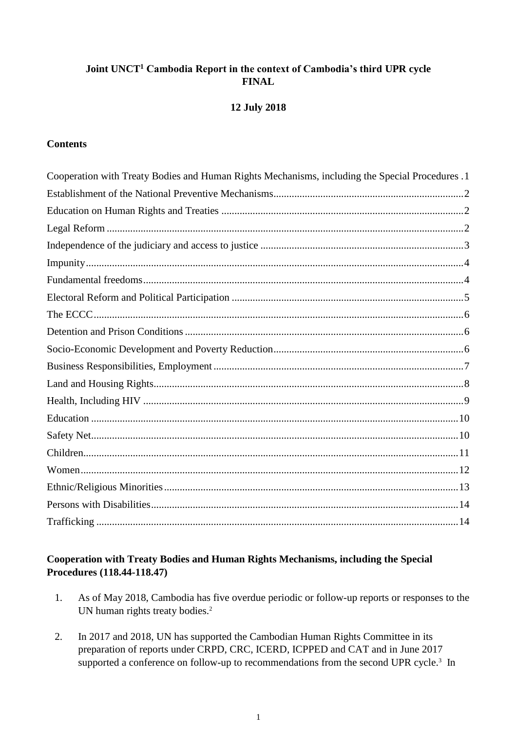**Joint UNCT[1] Cambodia Report in the context of Cambodia's third UPR cycle**
**FINAL**

**12 July 2018**

**Contents**

Cooperation with Treaty Bodies and Human Rights Mechanisms, including the Special Procedures . 1
Establishment of the National Preventive Mechanisms ... 2
Education on Human Rights and Treaties ... 2
Legal Reform ... 2
Independence of the judiciary and access to justice ... 3
Impunity ... 4
Fundamental freedoms ... 4
Electoral Reform and Political Participation ... 5
The ECCC ... 6
Detention and Prison Conditions ... 6
Socio-Economic Development and Poverty Reduction ... 6
Business Responsibilities, Employment ... 7
Land and Housing Rights ... 8
Health, Including HIV ... 9
Education ... 10
Safety Net ... 10
Children ... 11
Women ... 12
Ethnic/Religious Minorities ... 13
Persons with Disabilities ... 14
Trafficking ... 14

## Cooperation with Treaty Bodies and Human Rights Mechanisms, including the Special Procedures (118.44-118.47)

1. As of May 2018, Cambodia has five overdue periodic or follow-up reports or responses to the UN human rights treaty bodies.[2]

2. In 2017 and 2018, UN has supported the Cambodian Human Rights Committee in its preparation of reports under CRPD, CRC, ICERD, ICPPED and CAT and in June 2017 supported a conference on follow-up to recommendations from the second UPR cycle.[3] In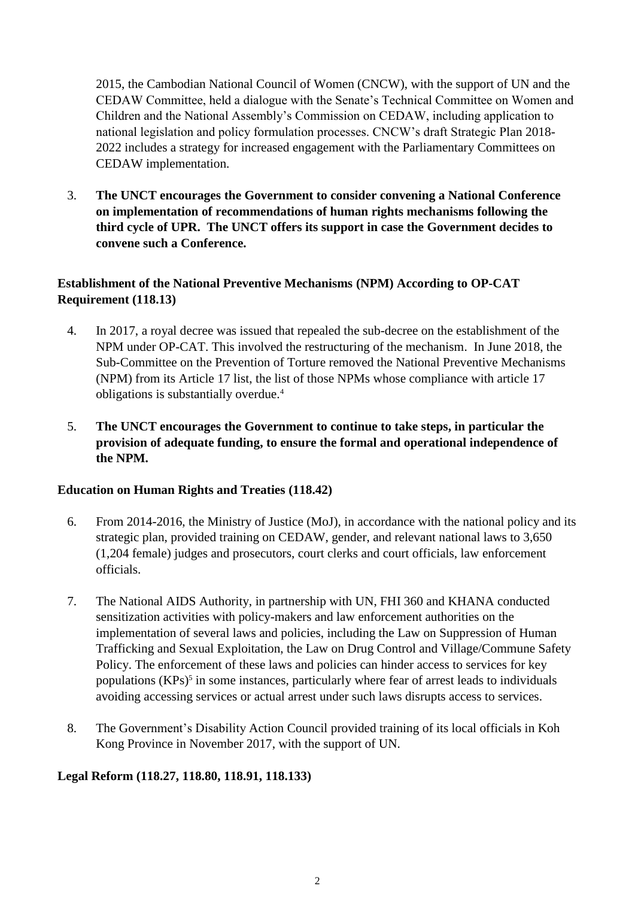2015, the Cambodian National Council of Women (CNCW), with the support of UN and the CEDAW Committee, held a dialogue with the Senate's Technical Committee on Women and Children and the National Assembly's Commission on CEDAW, including application to national legislation and policy formulation processes. CNCW's draft Strategic Plan 2018-2022 includes a strategy for increased engagement with the Parliamentary Committees on CEDAW implementation.

3. **The UNCT encourages the Government to consider convening a National Conference on implementation of recommendations of human rights mechanisms following the third cycle of UPR. The UNCT offers its support in case the Government decides to convene such a Conference.**

**Establishment of the National Preventive Mechanisms (NPM) According to OP-CAT Requirement (118.13)**

4. In 2017, a royal decree was issued that repealed the sub-decree on the establishment of the NPM under OP-CAT. This involved the restructuring of the mechanism. In June 2018, the Sub-Committee on the Prevention of Torture removed the National Preventive Mechanisms (NPM) from its Article 17 list, the list of those NPMs whose compliance with article 17 obligations is substantially overdue.[4]

5. **The UNCT encourages the Government to continue to take steps, in particular the provision of adequate funding, to ensure the formal and operational independence of the NPM.**

**Education on Human Rights and Treaties (118.42)**

6. From 2014-2016, the Ministry of Justice (MoJ), in accordance with the national policy and its strategic plan, provided training on CEDAW, gender, and relevant national laws to 3,650 (1,204 female) judges and prosecutors, court clerks and court officials, law enforcement officials.

7. The National AIDS Authority, in partnership with UN, FHI 360 and KHANA conducted sensitization activities with policy-makers and law enforcement authorities on the implementation of several laws and policies, including the Law on Suppression of Human Trafficking and Sexual Exploitation, the Law on Drug Control and Village/Commune Safety Policy. The enforcement of these laws and policies can hinder access to services for key populations (KPs)[5] in some instances, particularly where fear of arrest leads to individuals avoiding accessing services or actual arrest under such laws disrupts access to services.

8. The Government's Disability Action Council provided training of its local officials in Koh Kong Province in November 2017, with the support of UN.

**Legal Reform (118.27, 118.80, 118.91, 118.133)**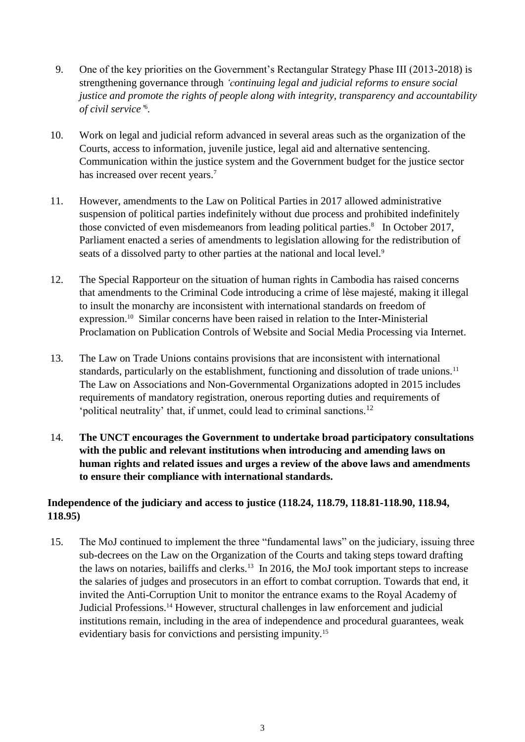9. One of the key priorities on the Government's Rectangular Strategy Phase III (2013-2018) is strengthening governance through *'continuing legal and judicial reforms to ensure social justice and promote the rights of people along with integrity, transparency and accountability of civil service'*[6].

10. Work on legal and judicial reform advanced in several areas such as the organization of the Courts, access to information, juvenile justice, legal aid and alternative sentencing. Communication within the justice system and the Government budget for the justice sector has increased over recent years.[7]

11. However, amendments to the Law on Political Parties in 2017 allowed administrative suspension of political parties indefinitely without due process and prohibited indefinitely those convicted of even misdemeanors from leading political parties.[8] In October 2017, Parliament enacted a series of amendments to legislation allowing for the redistribution of seats of a dissolved party to other parties at the national and local level.[9]

12. The Special Rapporteur on the situation of human rights in Cambodia has raised concerns that amendments to the Criminal Code introducing a crime of lèse majesté, making it illegal to insult the monarchy are inconsistent with international standards on freedom of expression.[10] Similar concerns have been raised in relation to the Inter-Ministerial Proclamation on Publication Controls of Website and Social Media Processing via Internet.

13. The Law on Trade Unions contains provisions that are inconsistent with international standards, particularly on the establishment, functioning and dissolution of trade unions.[11] The Law on Associations and Non-Governmental Organizations adopted in 2015 includes requirements of mandatory registration, onerous reporting duties and requirements of 'political neutrality' that, if unmet, could lead to criminal sanctions.[12]

14. **The UNCT encourages the Government to undertake broad participatory consultations with the public and relevant institutions when introducing and amending laws on human rights and related issues and urges a review of the above laws and amendments to ensure their compliance with international standards.**

**Independence of the judiciary and access to justice (118.24, 118.79, 118.81-118.90, 118.94, 118.95)**

15. The MoJ continued to implement the three "fundamental laws" on the judiciary, issuing three sub-decrees on the Law on the Organization of the Courts and taking steps toward drafting the laws on notaries, bailiffs and clerks.[13] In 2016, the MoJ took important steps to increase the salaries of judges and prosecutors in an effort to combat corruption. Towards that end, it invited the Anti-Corruption Unit to monitor the entrance exams to the Royal Academy of Judicial Professions.[14] However, structural challenges in law enforcement and judicial institutions remain, including in the area of independence and procedural guarantees, weak evidentiary basis for convictions and persisting impunity.[15]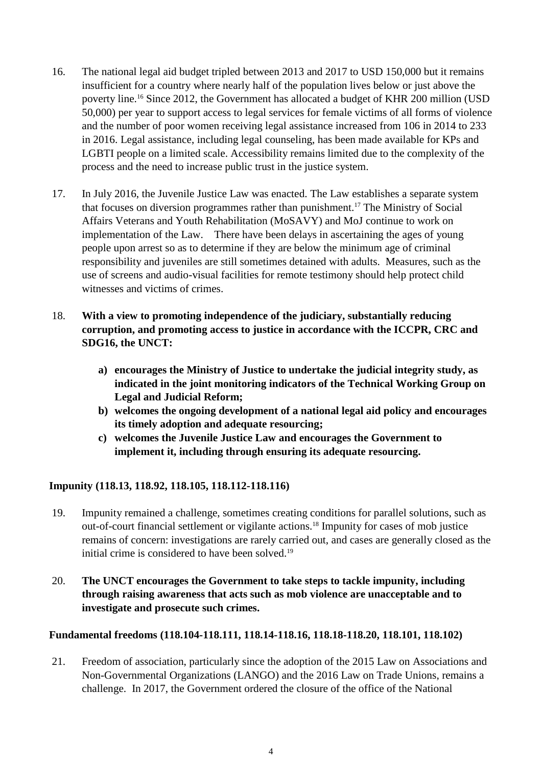16. The national legal aid budget tripled between 2013 and 2017 to USD 150,000 but it remains insufficient for a country where nearly half of the population lives below or just above the poverty line.[16] Since 2012, the Government has allocated a budget of KHR 200 million (USD 50,000) per year to support access to legal services for female victims of all forms of violence and the number of poor women receiving legal assistance increased from 106 in 2014 to 233 in 2016. Legal assistance, including legal counseling, has been made available for KPs and LGBTI people on a limited scale. Accessibility remains limited due to the complexity of the process and the need to increase public trust in the justice system.

17. In July 2016, the Juvenile Justice Law was enacted. The Law establishes a separate system that focuses on diversion programmes rather than punishment.[17] The Ministry of Social Affairs Veterans and Youth Rehabilitation (MoSAVY) and MoJ continue to work on implementation of the Law. There have been delays in ascertaining the ages of young people upon arrest so as to determine if they are below the minimum age of criminal responsibility and juveniles are still sometimes detained with adults. Measures, such as the use of screens and audio-visual facilities for remote testimony should help protect child witnesses and victims of crimes.

18. **With a view to promoting independence of the judiciary, substantially reducing corruption, and promoting access to justice in accordance with the ICCPR, CRC and SDG16, the UNCT:**

    **a) encourages the Ministry of Justice to undertake the judicial integrity study, as indicated in the joint monitoring indicators of the Technical Working Group on Legal and Judicial Reform;**
    **b) welcomes the ongoing development of a national legal aid policy and encourages its timely adoption and adequate resourcing;**
    **c) welcomes the Juvenile Justice Law and encourages the Government to implement it, including through ensuring its adequate resourcing.**

### Impunity (118.13, 118.92, 118.105, 118.112-118.116)

19. Impunity remained a challenge, sometimes creating conditions for parallel solutions, such as out-of-court financial settlement or vigilante actions.[18] Impunity for cases of mob justice remains of concern: investigations are rarely carried out, and cases are generally closed as the initial crime is considered to have been solved.[19]

20. **The UNCT encourages the Government to take steps to tackle impunity, including through raising awareness that acts such as mob violence are unacceptable and to investigate and prosecute such crimes.**

### Fundamental freedoms (118.104-118.111, 118.14-118.16, 118.18-118.20, 118.101, 118.102)

21. Freedom of association, particularly since the adoption of the 2015 Law on Associations and Non-Governmental Organizations (LANGO) and the 2016 Law on Trade Unions, remains a challenge. In 2017, the Government ordered the closure of the office of the National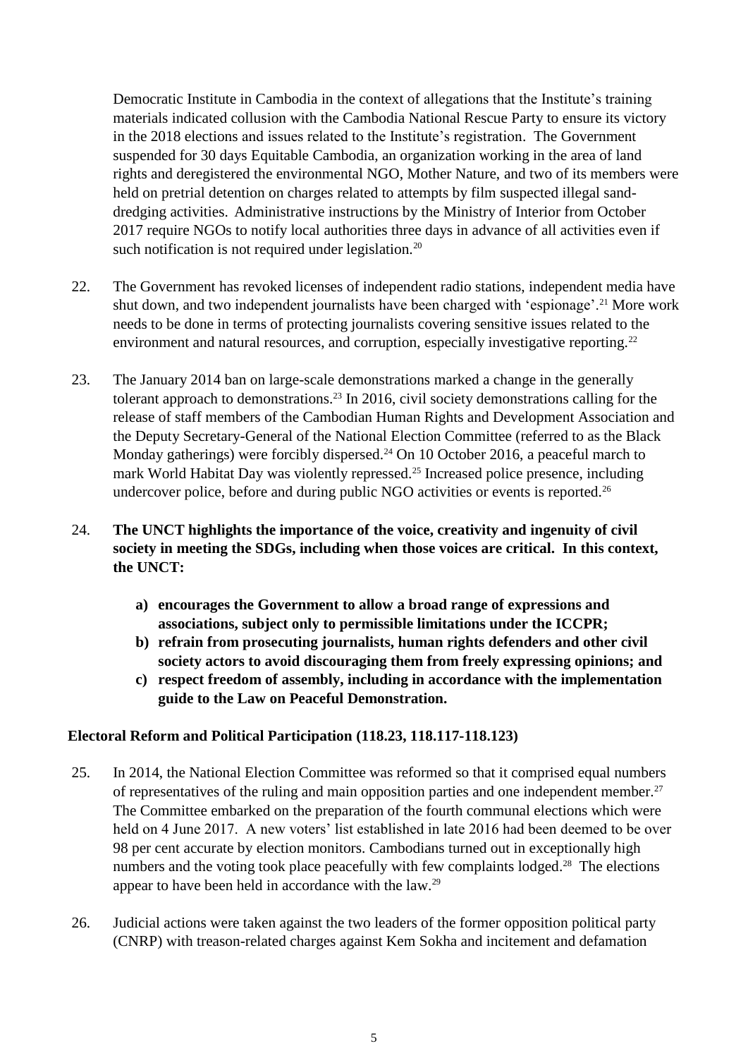Democratic Institute in Cambodia in the context of allegations that the Institute's training materials indicated collusion with the Cambodia National Rescue Party to ensure its victory in the 2018 elections and issues related to the Institute's registration. The Government suspended for 30 days Equitable Cambodia, an organization working in the area of land rights and deregistered the environmental NGO, Mother Nature, and two of its members were held on pretrial detention on charges related to attempts by film suspected illegal sand-dredging activities. Administrative instructions by the Ministry of Interior from October 2017 require NGOs to notify local authorities three days in advance of all activities even if such notification is not required under legislation.[20]

22. The Government has revoked licenses of independent radio stations, independent media have shut down, and two independent journalists have been charged with 'espionage'.[21] More work needs to be done in terms of protecting journalists covering sensitive issues related to the environment and natural resources, and corruption, especially investigative reporting.[22]

23. The January 2014 ban on large-scale demonstrations marked a change in the generally tolerant approach to demonstrations.[23] In 2016, civil society demonstrations calling for the release of staff members of the Cambodian Human Rights and Development Association and the Deputy Secretary-General of the National Election Committee (referred to as the Black Monday gatherings) were forcibly dispersed.[24] On 10 October 2016, a peaceful march to mark World Habitat Day was violently repressed.[25] Increased police presence, including undercover police, before and during public NGO activities or events is reported.[26]

24. **The UNCT highlights the importance of the voice, creativity and ingenuity of civil society in meeting the SDGs, including when those voices are critical. In this context, the UNCT:**

    **a) encourages the Government to allow a broad range of expressions and associations, subject only to permissible limitations under the ICCPR;**
    **b) refrain from prosecuting journalists, human rights defenders and other civil society actors to avoid discouraging them from freely expressing opinions; and**
    **c) respect freedom of assembly, including in accordance with the implementation guide to the Law on Peaceful Demonstration.**

**Electoral Reform and Political Participation (118.23, 118.117-118.123)**

25. In 2014, the National Election Committee was reformed so that it comprised equal numbers of representatives of the ruling and main opposition parties and one independent member.[27] The Committee embarked on the preparation of the fourth communal elections which were held on 4 June 2017. A new voters' list established in late 2016 had been deemed to be over 98 per cent accurate by election monitors. Cambodians turned out in exceptionally high numbers and the voting took place peacefully with few complaints lodged.[28] The elections appear to have been held in accordance with the law.[29]

26. Judicial actions were taken against the two leaders of the former opposition political party (CNRP) with treason-related charges against Kem Sokha and incitement and defamation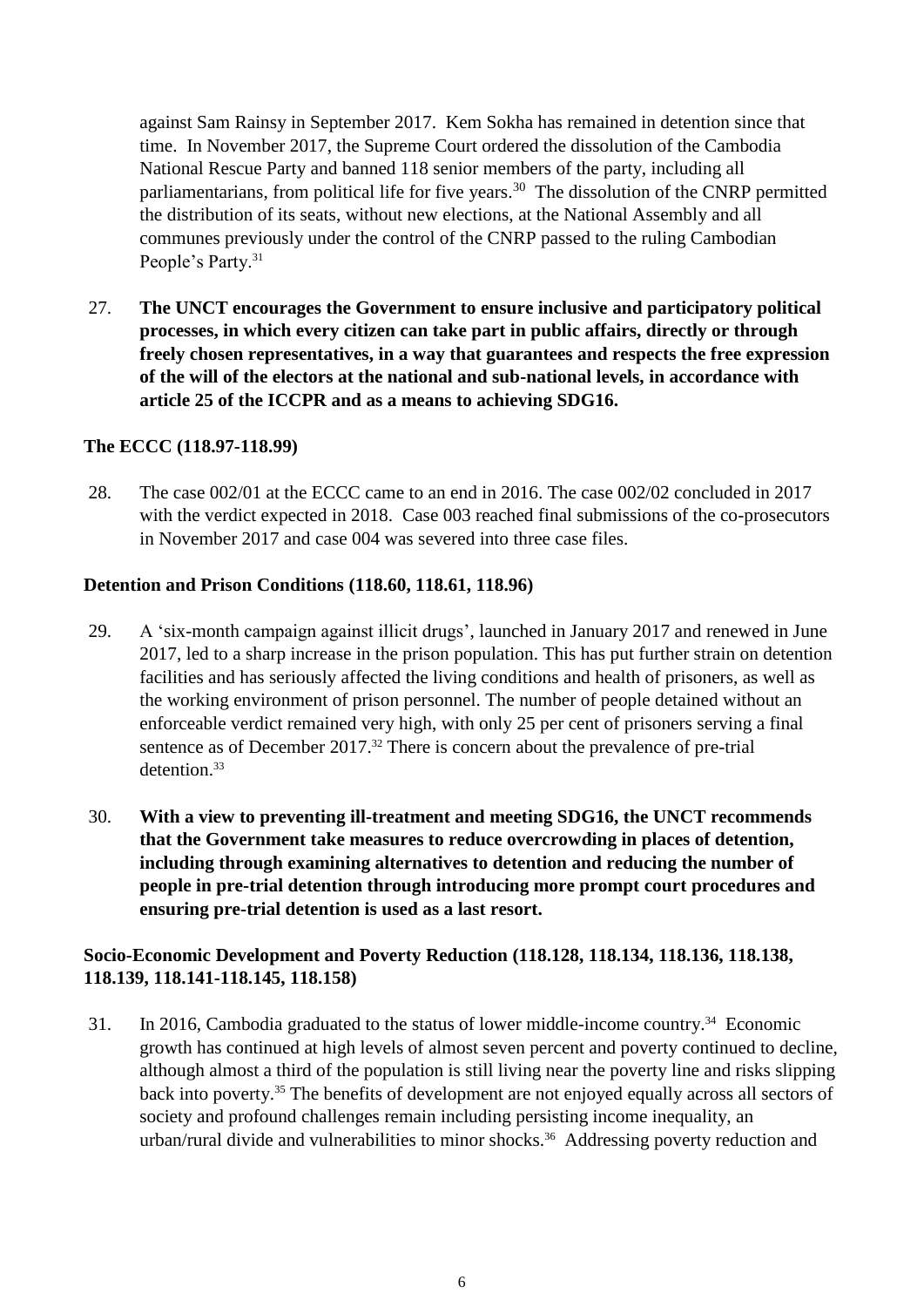against Sam Rainsy in September 2017. Kem Sokha has remained in detention since that time. In November 2017, the Supreme Court ordered the dissolution of the Cambodia National Rescue Party and banned 118 senior members of the party, including all parliamentarians, from political life for five years.[30] The dissolution of the CNRP permitted the distribution of its seats, without new elections, at the National Assembly and all communes previously under the control of the CNRP passed to the ruling Cambodian People's Party.[31]

27. **The UNCT encourages the Government to ensure inclusive and participatory political processes, in which every citizen can take part in public affairs, directly or through freely chosen representatives, in a way that guarantees and respects the free expression of the will of the electors at the national and sub-national levels, in accordance with article 25 of the ICCPR and as a means to achieving SDG16.**

**The ECCC (118.97-118.99)**

28. The case 002/01 at the ECCC came to an end in 2016. The case 002/02 concluded in 2017 with the verdict expected in 2018. Case 003 reached final submissions of the co-prosecutors in November 2017 and case 004 was severed into three case files.

**Detention and Prison Conditions (118.60, 118.61, 118.96)**

29. A 'six-month campaign against illicit drugs', launched in January 2017 and renewed in June 2017, led to a sharp increase in the prison population. This has put further strain on detention facilities and has seriously affected the living conditions and health of prisoners, as well as the working environment of prison personnel. The number of people detained without an enforceable verdict remained very high, with only 25 per cent of prisoners serving a final sentence as of December 2017.[32] There is concern about the prevalence of pre-trial detention.[33]

30. **With a view to preventing ill-treatment and meeting SDG16, the UNCT recommends that the Government take measures to reduce overcrowding in places of detention, including through examining alternatives to detention and reducing the number of people in pre-trial detention through introducing more prompt court procedures and ensuring pre-trial detention is used as a last resort.**

**Socio-Economic Development and Poverty Reduction (118.128, 118.134, 118.136, 118.138, 118.139, 118.141-118.145, 118.158)**

31. In 2016, Cambodia graduated to the status of lower middle-income country.[34] Economic growth has continued at high levels of almost seven percent and poverty continued to decline, although almost a third of the population is still living near the poverty line and risks slipping back into poverty.[35] The benefits of development are not enjoyed equally across all sectors of society and profound challenges remain including persisting income inequality, an urban/rural divide and vulnerabilities to minor shocks.[36] Addressing poverty reduction and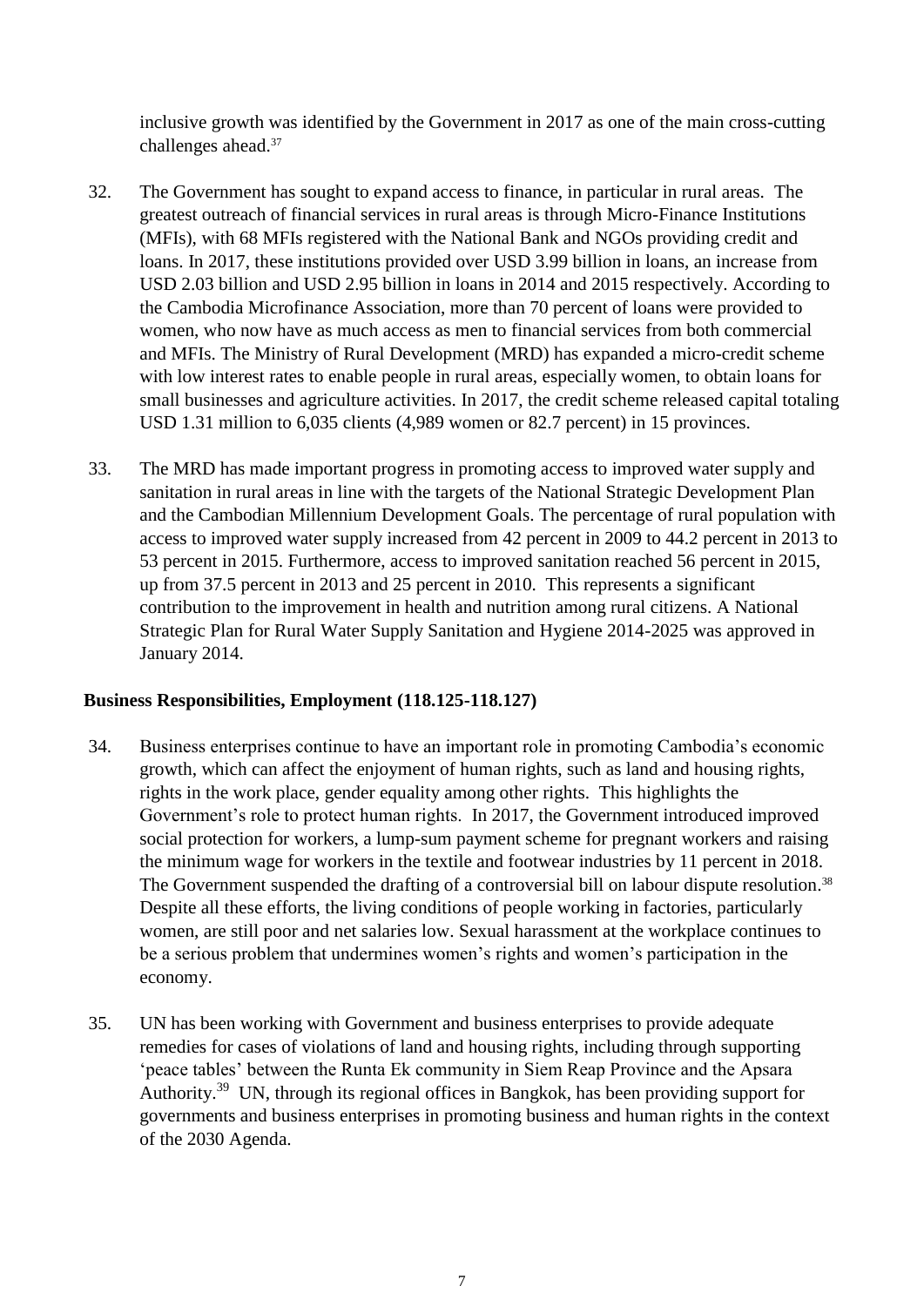inclusive growth was identified by the Government in 2017 as one of the main cross-cutting challenges ahead.[37]

32. The Government has sought to expand access to finance, in particular in rural areas. The greatest outreach of financial services in rural areas is through Micro-Finance Institutions (MFIs), with 68 MFIs registered with the National Bank and NGOs providing credit and loans. In 2017, these institutions provided over USD 3.99 billion in loans, an increase from USD 2.03 billion and USD 2.95 billion in loans in 2014 and 2015 respectively. According to the Cambodia Microfinance Association, more than 70 percent of loans were provided to women, who now have as much access as men to financial services from both commercial and MFIs. The Ministry of Rural Development (MRD) has expanded a micro-credit scheme with low interest rates to enable people in rural areas, especially women, to obtain loans for small businesses and agriculture activities. In 2017, the credit scheme released capital totaling USD 1.31 million to 6,035 clients (4,989 women or 82.7 percent) in 15 provinces.

33. The MRD has made important progress in promoting access to improved water supply and sanitation in rural areas in line with the targets of the National Strategic Development Plan and the Cambodian Millennium Development Goals. The percentage of rural population with access to improved water supply increased from 42 percent in 2009 to 44.2 percent in 2013 to 53 percent in 2015. Furthermore, access to improved sanitation reached 56 percent in 2015, up from 37.5 percent in 2013 and 25 percent in 2010. This represents a significant contribution to the improvement in health and nutrition among rural citizens. A National Strategic Plan for Rural Water Supply Sanitation and Hygiene 2014-2025 was approved in January 2014.

**Business Responsibilities, Employment (118.125-118.127)**

34. Business enterprises continue to have an important role in promoting Cambodia's economic growth, which can affect the enjoyment of human rights, such as land and housing rights, rights in the work place, gender equality among other rights. This highlights the Government's role to protect human rights. In 2017, the Government introduced improved social protection for workers, a lump-sum payment scheme for pregnant workers and raising the minimum wage for workers in the textile and footwear industries by 11 percent in 2018. The Government suspended the drafting of a controversial bill on labour dispute resolution.[38] Despite all these efforts, the living conditions of people working in factories, particularly women, are still poor and net salaries low. Sexual harassment at the workplace continues to be a serious problem that undermines women's rights and women's participation in the economy.

35. UN has been working with Government and business enterprises to provide adequate remedies for cases of violations of land and housing rights, including through supporting 'peace tables' between the Runta Ek community in Siem Reap Province and the Apsara Authority.[39] UN, through its regional offices in Bangkok, has been providing support for governments and business enterprises in promoting business and human rights in the context of the 2030 Agenda.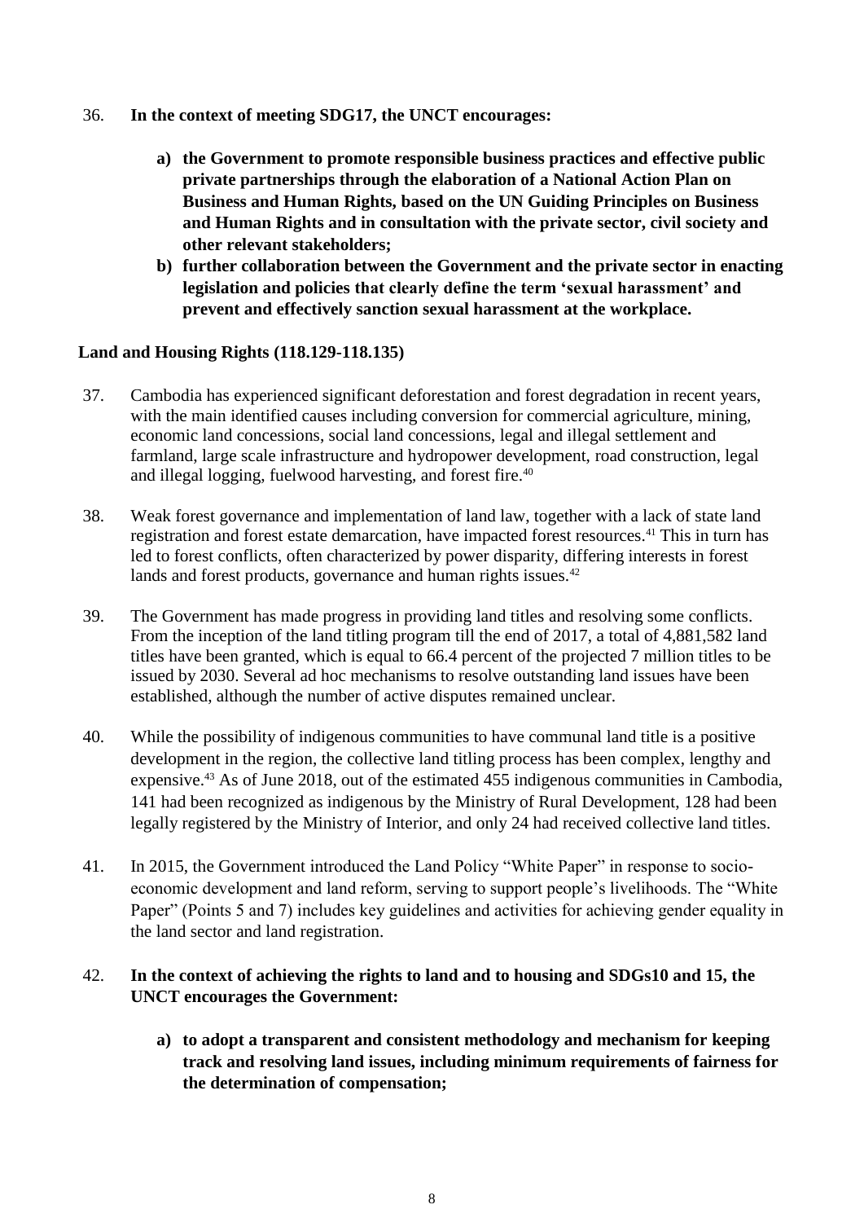36. **In the context of meeting SDG17, the UNCT encourages:**

    **a) the Government to promote responsible business practices and effective public private partnerships through the elaboration of a National Action Plan on Business and Human Rights, based on the UN Guiding Principles on Business and Human Rights and in consultation with the private sector, civil society and other relevant stakeholders;**

    **b) further collaboration between the Government and the private sector in enacting legislation and policies that clearly define the term 'sexual harassment' and prevent and effectively sanction sexual harassment at the workplace.**

**Land and Housing Rights (118.129-118.135)**

37. Cambodia has experienced significant deforestation and forest degradation in recent years, with the main identified causes including conversion for commercial agriculture, mining, economic land concessions, social land concessions, legal and illegal settlement and farmland, large scale infrastructure and hydropower development, road construction, legal and illegal logging, fuelwood harvesting, and forest fire.[40]

38. Weak forest governance and implementation of land law, together with a lack of state land registration and forest estate demarcation, have impacted forest resources.[41] This in turn has led to forest conflicts, often characterized by power disparity, differing interests in forest lands and forest products, governance and human rights issues.[42]

39. The Government has made progress in providing land titles and resolving some conflicts. From the inception of the land titling program till the end of 2017, a total of 4,881,582 land titles have been granted, which is equal to 66.4 percent of the projected 7 million titles to be issued by 2030. Several ad hoc mechanisms to resolve outstanding land issues have been established, although the number of active disputes remained unclear.

40. While the possibility of indigenous communities to have communal land title is a positive development in the region, the collective land titling process has been complex, lengthy and expensive.[43] As of June 2018, out of the estimated 455 indigenous communities in Cambodia, 141 had been recognized as indigenous by the Ministry of Rural Development, 128 had been legally registered by the Ministry of Interior, and only 24 had received collective land titles.

41. In 2015, the Government introduced the Land Policy "White Paper" in response to socio-economic development and land reform, serving to support people's livelihoods. The "White Paper" (Points 5 and 7) includes key guidelines and activities for achieving gender equality in the land sector and land registration.

42. **In the context of achieving the rights to land and to housing and SDGs10 and 15, the UNCT encourages the Government:**

    **a) to adopt a transparent and consistent methodology and mechanism for keeping track and resolving land issues, including minimum requirements of fairness for the determination of compensation;**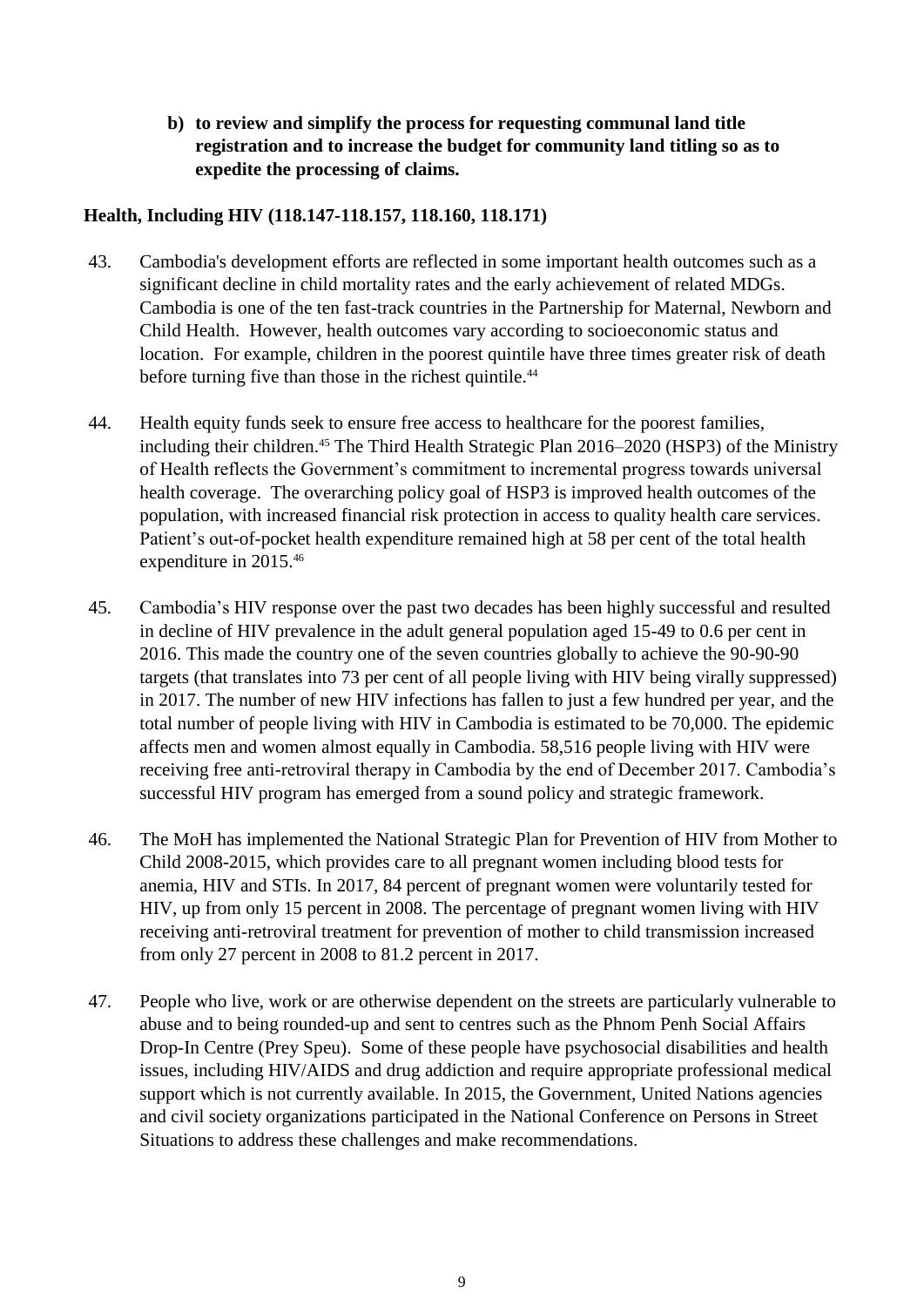**b) to review and simplify the process for requesting communal land title registration and to increase the budget for community land titling so as to expedite the processing of claims.**

### Health, Including HIV (118.147-118.157, 118.160, 118.171)

43. Cambodia's development efforts are reflected in some important health outcomes such as a significant decline in child mortality rates and the early achievement of related MDGs. Cambodia is one of the ten fast-track countries in the Partnership for Maternal, Newborn and Child Health. However, health outcomes vary according to socioeconomic status and location. For example, children in the poorest quintile have three times greater risk of death before turning five than those in the richest quintile.[44]

44. Health equity funds seek to ensure free access to healthcare for the poorest families, including their children.[45] The Third Health Strategic Plan 2016–2020 (HSP3) of the Ministry of Health reflects the Government's commitment to incremental progress towards universal health coverage. The overarching policy goal of HSP3 is improved health outcomes of the population, with increased financial risk protection in access to quality health care services. Patient's out-of-pocket health expenditure remained high at 58 per cent of the total health expenditure in 2015.[46]

45. Cambodia's HIV response over the past two decades has been highly successful and resulted in decline of HIV prevalence in the adult general population aged 15-49 to 0.6 per cent in 2016. This made the country one of the seven countries globally to achieve the 90-90-90 targets (that translates into 73 per cent of all people living with HIV being virally suppressed) in 2017. The number of new HIV infections has fallen to just a few hundred per year, and the total number of people living with HIV in Cambodia is estimated to be 70,000. The epidemic affects men and women almost equally in Cambodia. 58,516 people living with HIV were receiving free anti-retroviral therapy in Cambodia by the end of December 2017. Cambodia's successful HIV program has emerged from a sound policy and strategic framework.

46. The MoH has implemented the National Strategic Plan for Prevention of HIV from Mother to Child 2008-2015, which provides care to all pregnant women including blood tests for anemia, HIV and STIs. In 2017, 84 percent of pregnant women were voluntarily tested for HIV, up from only 15 percent in 2008. The percentage of pregnant women living with HIV receiving anti-retroviral treatment for prevention of mother to child transmission increased from only 27 percent in 2008 to 81.2 percent in 2017.

47. People who live, work or are otherwise dependent on the streets are particularly vulnerable to abuse and to being rounded-up and sent to centres such as the Phnom Penh Social Affairs Drop-In Centre (Prey Speu). Some of these people have psychosocial disabilities and health issues, including HIV/AIDS and drug addiction and require appropriate professional medical support which is not currently available. In 2015, the Government, United Nations agencies and civil society organizations participated in the National Conference on Persons in Street Situations to address these challenges and make recommendations.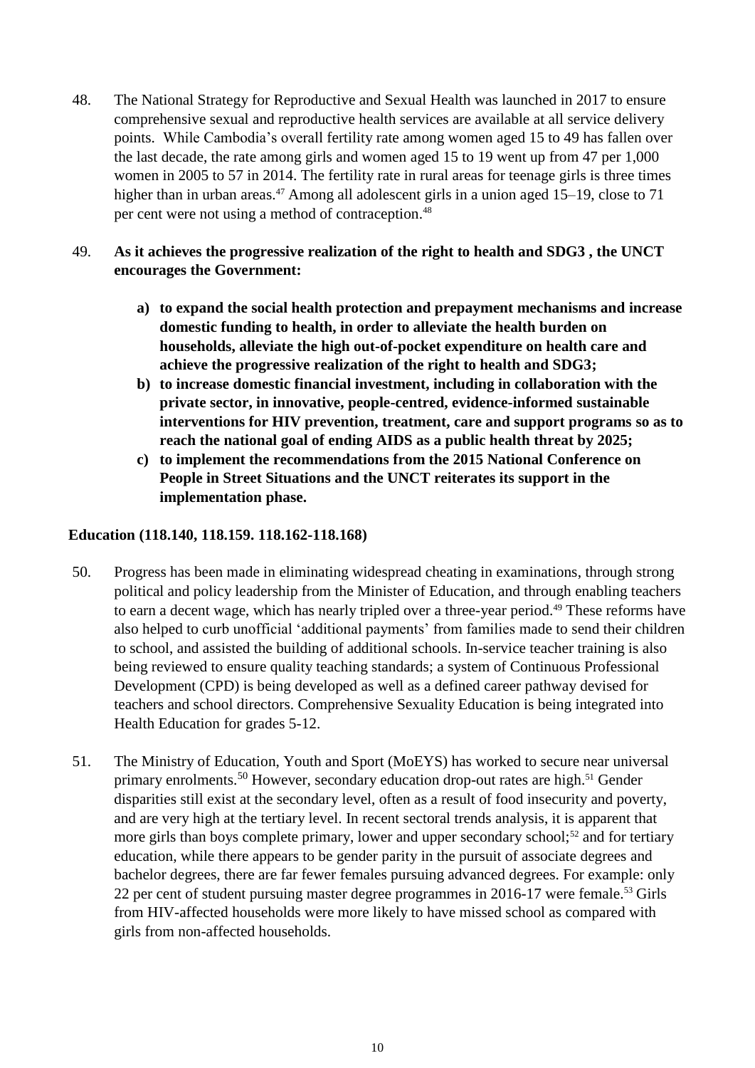48. The National Strategy for Reproductive and Sexual Health was launched in 2017 to ensure comprehensive sexual and reproductive health services are available at all service delivery points. While Cambodia's overall fertility rate among women aged 15 to 49 has fallen over the last decade, the rate among girls and women aged 15 to 19 went up from 47 per 1,000 women in 2005 to 57 in 2014. The fertility rate in rural areas for teenage girls is three times higher than in urban areas.[47] Among all adolescent girls in a union aged 15–19, close to 71 per cent were not using a method of contraception.[48]

49. **As it achieves the progressive realization of the right to health and SDG3 , the UNCT encourages the Government:**

   a) **to expand the social health protection and prepayment mechanisms and increase domestic funding to health, in order to alleviate the health burden on households, alleviate the high out-of-pocket expenditure on health care and achieve the progressive realization of the right to health and SDG3;**
   b) **to increase domestic financial investment, including in collaboration with the private sector, in innovative, people-centred, evidence-informed sustainable interventions for HIV prevention, treatment, care and support programs so as to reach the national goal of ending AIDS as a public health threat by 2025;**
   c) **to implement the recommendations from the 2015 National Conference on People in Street Situations and the UNCT reiterates its support in the implementation phase.**

**Education (118.140, 118.159. 118.162-118.168)**

50. Progress has been made in eliminating widespread cheating in examinations, through strong political and policy leadership from the Minister of Education, and through enabling teachers to earn a decent wage, which has nearly tripled over a three-year period.[49] These reforms have also helped to curb unofficial 'additional payments' from families made to send their children to school, and assisted the building of additional schools. In-service teacher training is also being reviewed to ensure quality teaching standards; a system of Continuous Professional Development (CPD) is being developed as well as a defined career pathway devised for teachers and school directors. Comprehensive Sexuality Education is being integrated into Health Education for grades 5-12.

51. The Ministry of Education, Youth and Sport (MoEYS) has worked to secure near universal primary enrolments.[50] However, secondary education drop-out rates are high.[51] Gender disparities still exist at the secondary level, often as a result of food insecurity and poverty, and are very high at the tertiary level. In recent sectoral trends analysis, it is apparent that more girls than boys complete primary, lower and upper secondary school;[52] and for tertiary education, while there appears to be gender parity in the pursuit of associate degrees and bachelor degrees, there are far fewer females pursuing advanced degrees. For example: only 22 per cent of student pursuing master degree programmes in 2016-17 were female.[53] Girls from HIV-affected households were more likely to have missed school as compared with girls from non-affected households.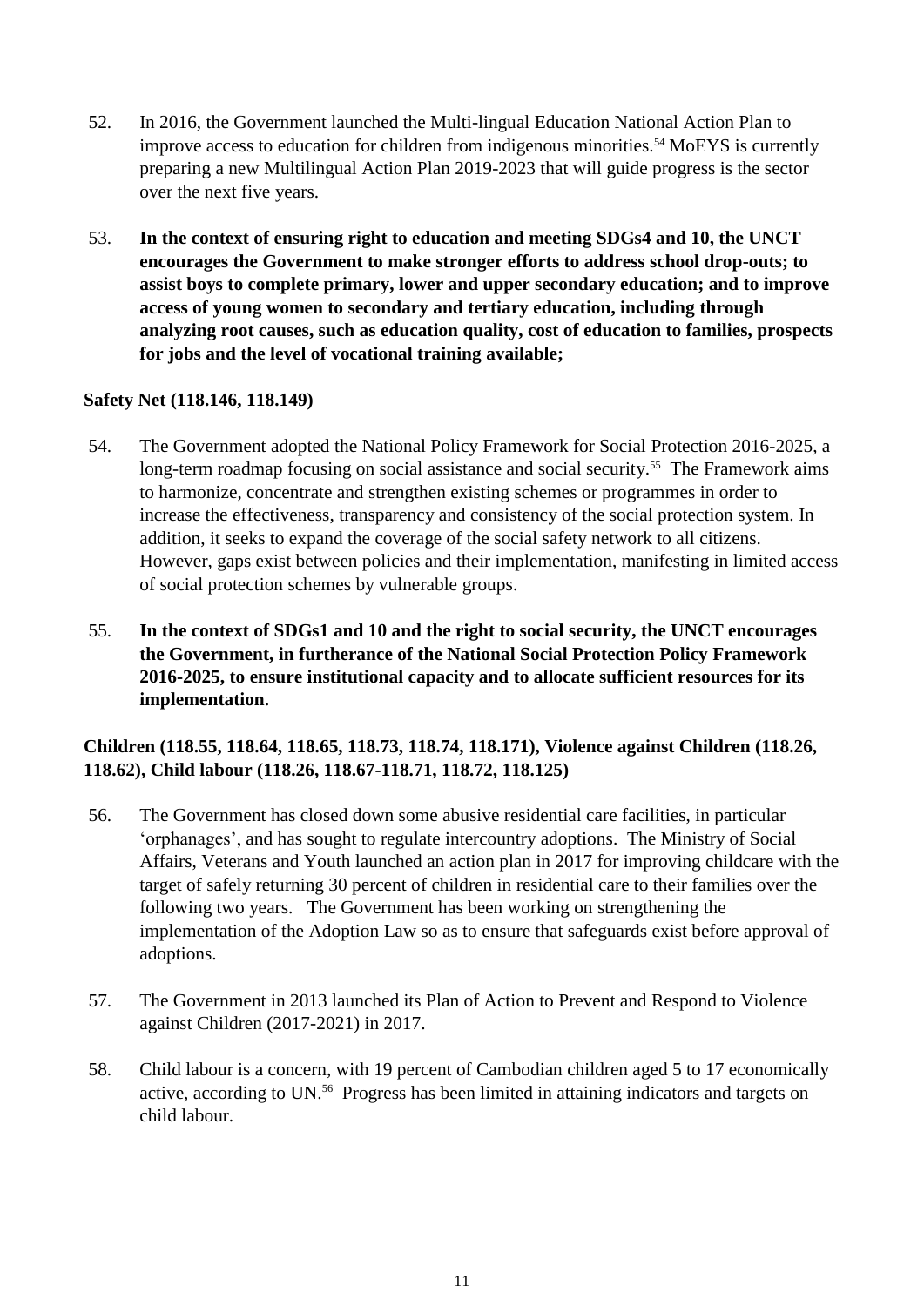52. In 2016, the Government launched the Multi-lingual Education National Action Plan to improve access to education for children from indigenous minorities.[54] MoEYS is currently preparing a new Multilingual Action Plan 2019-2023 that will guide progress is the sector over the next five years.

53. **In the context of ensuring right to education and meeting SDGs4 and 10, the UNCT encourages the Government to make stronger efforts to address school drop-outs; to assist boys to complete primary, lower and upper secondary education; and to improve access of young women to secondary and tertiary education, including through analyzing root causes, such as education quality, cost of education to families, prospects for jobs and the level of vocational training available;**

**Safety Net (118.146, 118.149)**

54. The Government adopted the National Policy Framework for Social Protection 2016-2025, a long-term roadmap focusing on social assistance and social security.[55] The Framework aims to harmonize, concentrate and strengthen existing schemes or programmes in order to increase the effectiveness, transparency and consistency of the social protection system. In addition, it seeks to expand the coverage of the social safety network to all citizens. However, gaps exist between policies and their implementation, manifesting in limited access of social protection schemes by vulnerable groups.

55. **In the context of SDGs1 and 10 and the right to social security, the UNCT encourages the Government, in furtherance of the National Social Protection Policy Framework 2016-2025, to ensure institutional capacity and to allocate sufficient resources for its implementation**.

**Children (118.55, 118.64, 118.65, 118.73, 118.74, 118.171), Violence against Children (118.26, 118.62), Child labour (118.26, 118.67-118.71, 118.72, 118.125)**

56. The Government has closed down some abusive residential care facilities, in particular 'orphanages', and has sought to regulate intercountry adoptions. The Ministry of Social Affairs, Veterans and Youth launched an action plan in 2017 for improving childcare with the target of safely returning 30 percent of children in residential care to their families over the following two years. The Government has been working on strengthening the implementation of the Adoption Law so as to ensure that safeguards exist before approval of adoptions.

57. The Government in 2013 launched its Plan of Action to Prevent and Respond to Violence against Children (2017-2021) in 2017.

58. Child labour is a concern, with 19 percent of Cambodian children aged 5 to 17 economically active, according to UN.[56] Progress has been limited in attaining indicators and targets on child labour.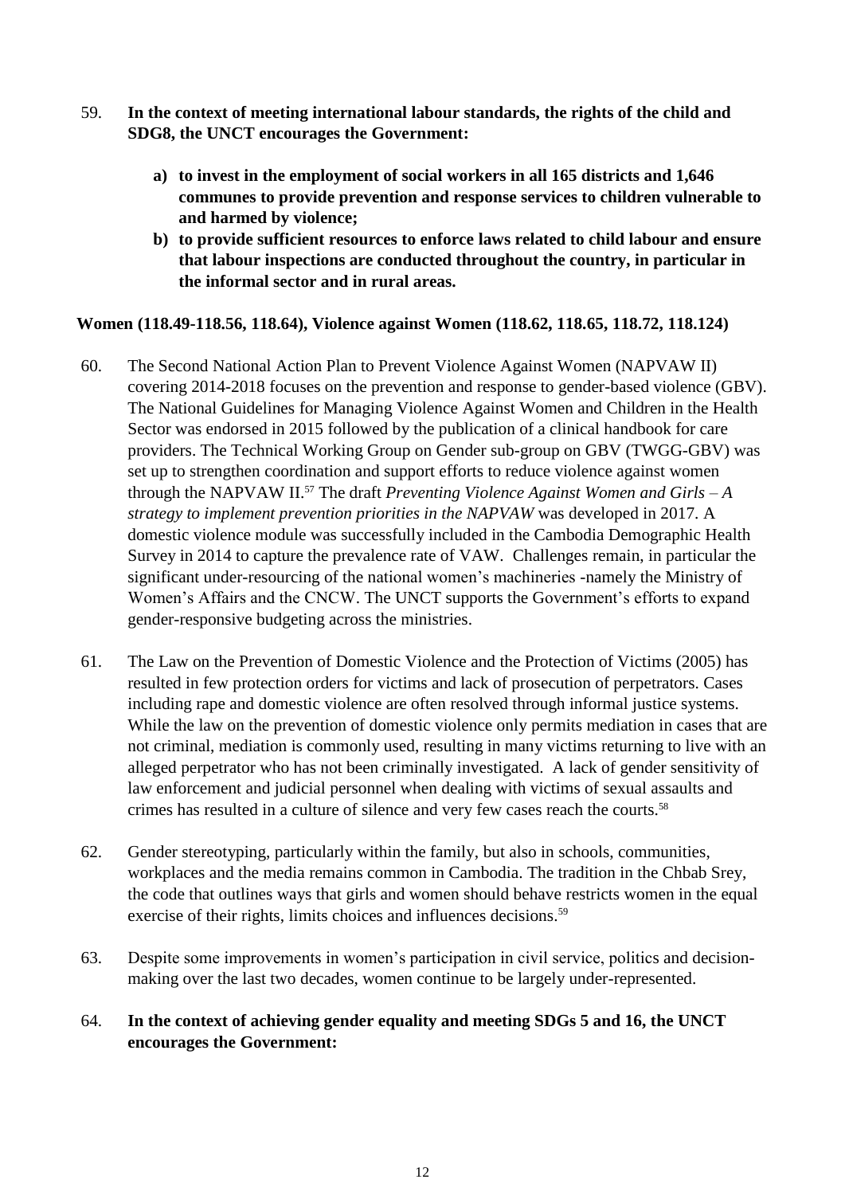59. **In the context of meeting international labour standards, the rights of the child and SDG8, the UNCT encourages the Government:**

    a) **to invest in the employment of social workers in all 165 districts and 1,646 communes to provide prevention and response services to children vulnerable to and harmed by violence;**
    b) **to provide sufficient resources to enforce laws related to child labour and ensure that labour inspections are conducted throughout the country, in particular in the informal sector and in rural areas.**

**Women (118.49-118.56, 118.64), Violence against Women (118.62, 118.65, 118.72, 118.124)**

60. The Second National Action Plan to Prevent Violence Against Women (NAPVAW II) covering 2014-2018 focuses on the prevention and response to gender-based violence (GBV). The National Guidelines for Managing Violence Against Women and Children in the Health Sector was endorsed in 2015 followed by the publication of a clinical handbook for care providers. The Technical Working Group on Gender sub-group on GBV (TWGG-GBV) was set up to strengthen coordination and support efforts to reduce violence against women through the NAPVAW II.[57] The draft *Preventing Violence Against Women and Girls – A strategy to implement prevention priorities in the NAPVAW* was developed in 2017. A domestic violence module was successfully included in the Cambodia Demographic Health Survey in 2014 to capture the prevalence rate of VAW. Challenges remain, in particular the significant under-resourcing of the national women's machineries -namely the Ministry of Women's Affairs and the CNCW. The UNCT supports the Government's efforts to expand gender-responsive budgeting across the ministries.

61. The Law on the Prevention of Domestic Violence and the Protection of Victims (2005) has resulted in few protection orders for victims and lack of prosecution of perpetrators. Cases including rape and domestic violence are often resolved through informal justice systems. While the law on the prevention of domestic violence only permits mediation in cases that are not criminal, mediation is commonly used, resulting in many victims returning to live with an alleged perpetrator who has not been criminally investigated. A lack of gender sensitivity of law enforcement and judicial personnel when dealing with victims of sexual assaults and crimes has resulted in a culture of silence and very few cases reach the courts.[58]

62. Gender stereotyping, particularly within the family, but also in schools, communities, workplaces and the media remains common in Cambodia. The tradition in the Chbab Srey, the code that outlines ways that girls and women should behave restricts women in the equal exercise of their rights, limits choices and influences decisions.[59]

63. Despite some improvements in women's participation in civil service, politics and decision-making over the last two decades, women continue to be largely under-represented.

64. **In the context of achieving gender equality and meeting SDGs 5 and 16, the UNCT encourages the Government:**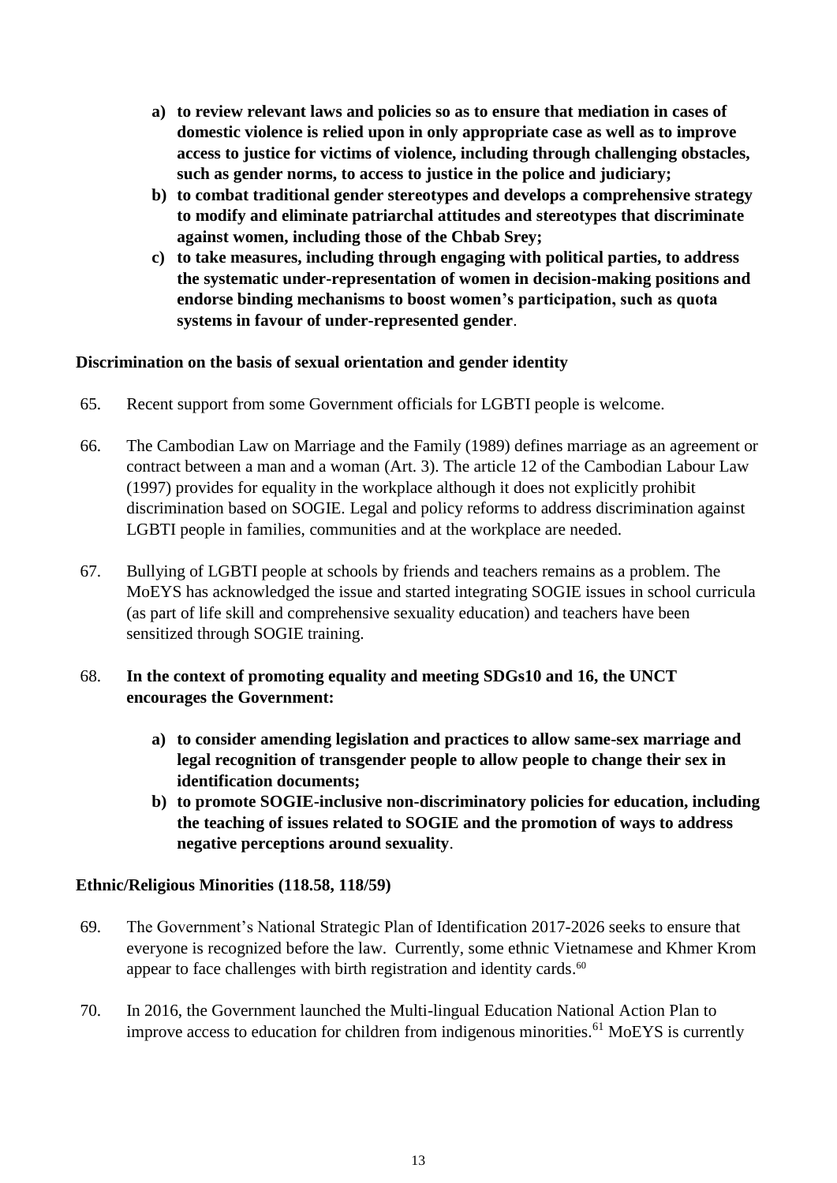- **a) to review relevant laws and policies so as to ensure that mediation in cases of domestic violence is relied upon in only appropriate case as well as to improve access to justice for victims of violence, including through challenging obstacles, such as gender norms, to access to justice in the police and judiciary;**
- **b) to combat traditional gender stereotypes and develops a comprehensive strategy to modify and eliminate patriarchal attitudes and stereotypes that discriminate against women, including those of the Chbab Srey;**
- **c) to take measures, including through engaging with political parties, to address the systematic under-representation of women in decision-making positions and endorse binding mechanisms to boost women's participation, such as quota systems in favour of under-represented gender**.

**Discrimination on the basis of sexual orientation and gender identity**

65. Recent support from some Government officials for LGBTI people is welcome.

66. The Cambodian Law on Marriage and the Family (1989) defines marriage as an agreement or contract between a man and a woman (Art. 3). The article 12 of the Cambodian Labour Law (1997) provides for equality in the workplace although it does not explicitly prohibit discrimination based on SOGIE. Legal and policy reforms to address discrimination against LGBTI people in families, communities and at the workplace are needed.

67. Bullying of LGBTI people at schools by friends and teachers remains as a problem. The MoEYS has acknowledged the issue and started integrating SOGIE issues in school curricula (as part of life skill and comprehensive sexuality education) and teachers have been sensitized through SOGIE training.

68. **In the context of promoting equality and meeting SDGs10 and 16, the UNCT encourages the Government:**

- **a) to consider amending legislation and practices to allow same-sex marriage and legal recognition of transgender people to allow people to change their sex in identification documents;**
- **b) to promote SOGIE-inclusive non-discriminatory policies for education, including the teaching of issues related to SOGIE and the promotion of ways to address negative perceptions around sexuality**.

**Ethnic/Religious Minorities (118.58, 118/59)**

69. The Government's National Strategic Plan of Identification 2017-2026 seeks to ensure that everyone is recognized before the law. Currently, some ethnic Vietnamese and Khmer Krom appear to face challenges with birth registration and identity cards.[60]

70. In 2016, the Government launched the Multi-lingual Education National Action Plan to improve access to education for children from indigenous minorities.[61] MoEYS is currently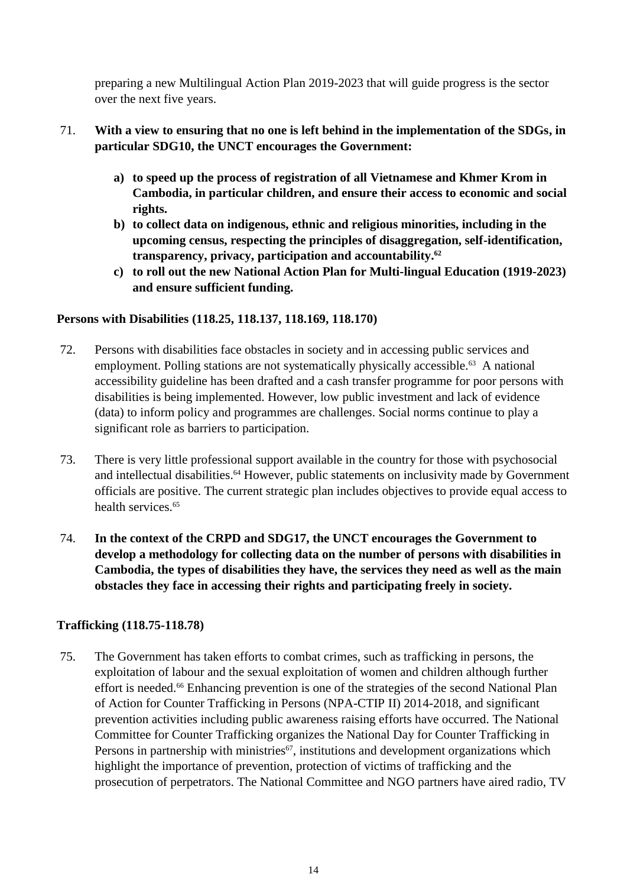preparing a new Multilingual Action Plan 2019-2023 that will guide progress is the sector over the next five years.

71. **With a view to ensuring that no one is left behind in the implementation of the SDGs, in particular SDG10, the UNCT encourages the Government:**

   a) **to speed up the process of registration of all Vietnamese and Khmer Krom in Cambodia, in particular children, and ensure their access to economic and social rights.**
   b) **to collect data on indigenous, ethnic and religious minorities, including in the upcoming census, respecting the principles of disaggregation, self-identification, transparency, privacy, participation and accountability.[62]**
   c) **to roll out the new National Action Plan for Multi-lingual Education (1919-2023) and ensure sufficient funding.**

**Persons with Disabilities (118.25, 118.137, 118.169, 118.170)**

72. Persons with disabilities face obstacles in society and in accessing public services and employment. Polling stations are not systematically physically accessible.[63] A national accessibility guideline has been drafted and a cash transfer programme for poor persons with disabilities is being implemented. However, low public investment and lack of evidence (data) to inform policy and programmes are challenges. Social norms continue to play a significant role as barriers to participation.

73. There is very little professional support available in the country for those with psychosocial and intellectual disabilities.[64] However, public statements on inclusivity made by Government officials are positive. The current strategic plan includes objectives to provide equal access to health services.[65]

74. **In the context of the CRPD and SDG17, the UNCT encourages the Government to develop a methodology for collecting data on the number of persons with disabilities in Cambodia, the types of disabilities they have, the services they need as well as the main obstacles they face in accessing their rights and participating freely in society.**

**Trafficking (118.75-118.78)**

75. The Government has taken efforts to combat crimes, such as trafficking in persons, the exploitation of labour and the sexual exploitation of women and children although further effort is needed.[66] Enhancing prevention is one of the strategies of the second National Plan of Action for Counter Trafficking in Persons (NPA-CTIP II) 2014-2018, and significant prevention activities including public awareness raising efforts have occurred. The National Committee for Counter Trafficking organizes the National Day for Counter Trafficking in Persons in partnership with ministries[67], institutions and development organizations which highlight the importance of prevention, protection of victims of trafficking and the prosecution of perpetrators. The National Committee and NGO partners have aired radio, TV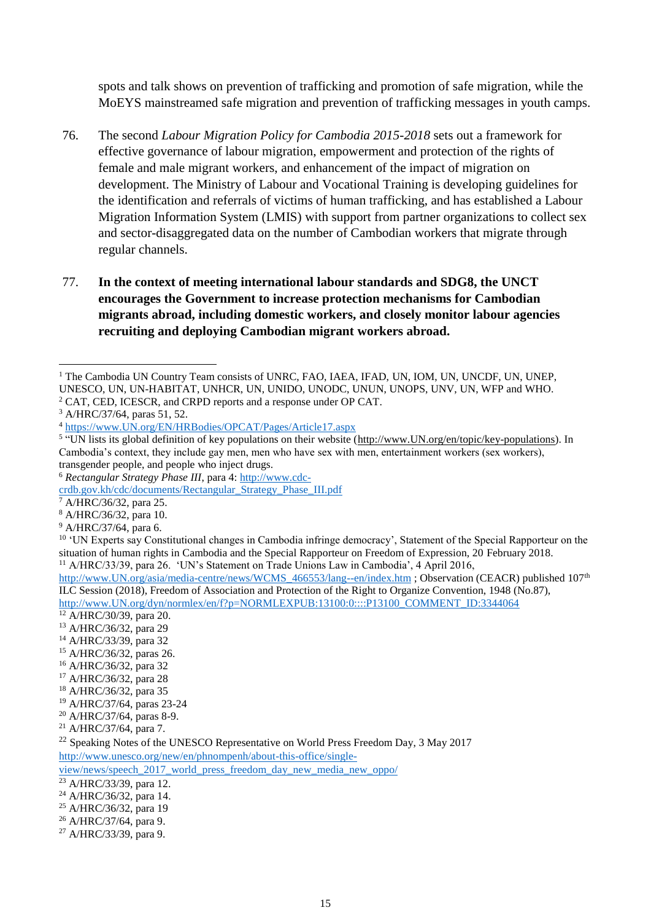spots and talk shows on prevention of trafficking and promotion of safe migration, while the MoEYS mainstreamed safe migration and prevention of trafficking messages in youth camps.

76. The second *Labour Migration Policy for Cambodia 2015-2018* sets out a framework for effective governance of labour migration, empowerment and protection of the rights of female and male migrant workers, and enhancement of the impact of migration on development. The Ministry of Labour and Vocational Training is developing guidelines for the identification and referrals of victims of human trafficking, and has established a Labour Migration Information System (LMIS) with support from partner organizations to collect sex and sector-disaggregated data on the number of Cambodian workers that migrate through regular channels.

77. **In the context of meeting international labour standards and SDG8, the UNCT encourages the Government to increase protection mechanisms for Cambodian migrants abroad, including domestic workers, and closely monitor labour agencies recruiting and deploying Cambodian migrant workers abroad.**

---

[1] The Cambodia UN Country Team consists of UNRC, FAO, IAEA, IFAD, UN, IOM, UN, UNCDF, UN, UNEP, UNESCO, UN, UN-HABITAT, UNHCR, UN, UNIDO, UNODC, UNUN, UNOPS, UNV, UN, WFP and WHO.
[2] CAT, CED, ICESCR, and CRPD reports and a response under OP CAT.
[3] A/HRC/37/64, paras 51, 52.
[4] https://www.UN.org/EN/HRBodies/OPCAT/Pages/Article17.aspx
[5] "UN lists its global definition of key populations on their website (http://www.UN.org/en/topic/key-populations). In Cambodia's context, they include gay men, men who have sex with men, entertainment workers (sex workers), transgender people, and people who inject drugs.
[6] *Rectangular Strategy Phase III*, para 4: http://www.cdc-crdb.gov.kh/cdc/documents/Rectangular_Strategy_Phase_III.pdf
[7] A/HRC/36/32, para 25.
[8] A/HRC/36/32, para 10.
[9] A/HRC/37/64, para 6.
[10] 'UN Experts say Constitutional changes in Cambodia infringe democracy', Statement of the Special Rapporteur on the situation of human rights in Cambodia and the Special Rapporteur on Freedom of Expression, 20 February 2018.
[11] A/HRC/33/39, para 26. 'UN's Statement on Trade Unions Law in Cambodia', 4 April 2016, http://www.UN.org/asia/media-centre/news/WCMS_466553/lang--en/index.htm ; Observation (CEACR) published 107th ILC Session (2018), Freedom of Association and Protection of the Right to Organize Convention, 1948 (No.87), http://www.UN.org/dyn/normlex/en/f?p=NORMLEXPUB:13100:0::::P13100_COMMENT_ID:3344064
[12] A/HRC/30/39, para 20.
[13] A/HRC/36/32, para 29
[14] A/HRC/33/39, para 32
[15] A/HRC/36/32, paras 26.
[16] A/HRC/36/32, para 32
[17] A/HRC/36/32, para 28
[18] A/HRC/36/32, para 35
[19] A/HRC/37/64, paras 23-24
[20] A/HRC/37/64, paras 8-9.
[21] A/HRC/37/64, para 7.
[22] Speaking Notes of the UNESCO Representative on World Press Freedom Day, 3 May 2017 http://www.unesco.org/new/en/phnompenh/about-this-office/single-view/news/speech_2017_world_press_freedom_day_new_media_new_oppo/
[23] A/HRC/33/39, para 12.
[24] A/HRC/36/32, para 14.
[25] A/HRC/36/32, para 19
[26] A/HRC/37/64, para 9.
[27] A/HRC/33/39, para 9.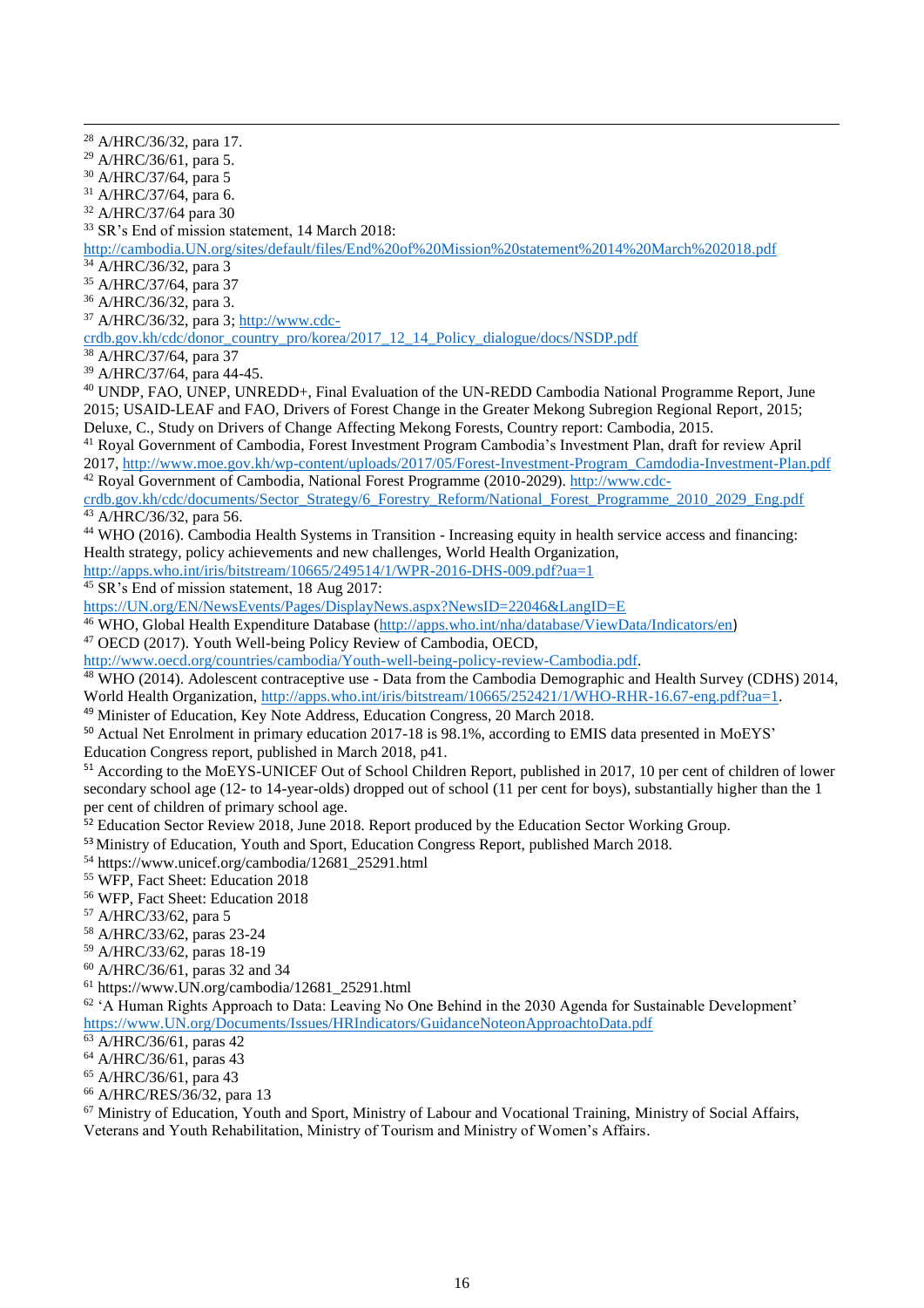[28] A/HRC/36/32, para 17.
[29] A/HRC/36/61, para 5.
[30] A/HRC/37/64, para 5
[31] A/HRC/37/64, para 6.
[32] A/HRC/37/64 para 30
[33] SR's End of mission statement, 14 March 2018: http://cambodia.UN.org/sites/default/files/End%20of%20Mission%20statement%2014%20March%202018.pdf
[34] A/HRC/36/32, para 3
[35] A/HRC/37/64, para 37
[36] A/HRC/36/32, para 3.
[37] A/HRC/36/32, para 3; http://www.cdc-crdb.gov.kh/cdc/donor_country_pro/korea/2017_12_14_Policy_dialogue/docs/NSDP.pdf
[38] A/HRC/37/64, para 37
[39] A/HRC/37/64, para 44-45.
[40] UNDP, FAO, UNEP, UNREDD+, Final Evaluation of the UN-REDD Cambodia National Programme Report, June 2015; USAID-LEAF and FAO, Drivers of Forest Change in the Greater Mekong Subregion Regional Report, 2015; Deluxe, C., Study on Drivers of Change Affecting Mekong Forests, Country report: Cambodia, 2015.
[41] Royal Government of Cambodia, Forest Investment Program Cambodia's Investment Plan, draft for review April 2017, http://www.moe.gov.kh/wp-content/uploads/2017/05/Forest-Investment-Program_Camdodia-Investment-Plan.pdf
[42] Royal Government of Cambodia, National Forest Programme (2010-2029). http://www.cdc-crdb.gov.kh/cdc/documents/Sector_Strategy/6_Forestry_Reform/National_Forest_Programme_2010_2029_Eng.pdf
[43] A/HRC/36/32, para 56.
[44] WHO (2016). Cambodia Health Systems in Transition - Increasing equity in health service access and financing: Health strategy, policy achievements and new challenges, World Health Organization, http://apps.who.int/iris/bitstream/10665/249514/1/WPR-2016-DHS-009.pdf?ua=1
[45] SR's End of mission statement, 18 Aug 2017: https://UN.org/EN/NewsEvents/Pages/DisplayNews.aspx?NewsID=22046&LangID=E
[46] WHO, Global Health Expenditure Database (http://apps.who.int/nha/database/ViewData/Indicators/en)
[47] OECD (2017). Youth Well-being Policy Review of Cambodia, OECD, http://www.oecd.org/countries/cambodia/Youth-well-being-policy-review-Cambodia.pdf.
[48] WHO (2014). Adolescent contraceptive use - Data from the Cambodia Demographic and Health Survey (CDHS) 2014, World Health Organization, http://apps.who.int/iris/bitstream/10665/252421/1/WHO-RHR-16.67-eng.pdf?ua=1.
[49] Minister of Education, Key Note Address, Education Congress, 20 March 2018.
[50] Actual Net Enrolment in primary education 2017-18 is 98.1%, according to EMIS data presented in MoEYS' Education Congress report, published in March 2018, p41.
[51] According to the MoEYS-UNICEF Out of School Children Report, published in 2017, 10 per cent of children of lower secondary school age (12- to 14-year-olds) dropped out of school (11 per cent for boys), substantially higher than the 1 per cent of children of primary school age.
[52] Education Sector Review 2018, June 2018. Report produced by the Education Sector Working Group.
[53] Ministry of Education, Youth and Sport, Education Congress Report, published March 2018.
[54] https://www.unicef.org/cambodia/12681_25291.html
[55] WFP, Fact Sheet: Education 2018
[56] WFP, Fact Sheet: Education 2018
[57] A/HRC/33/62, para 5
[58] A/HRC/33/62, paras 23-24
[59] A/HRC/33/62, paras 18-19
[60] A/HRC/36/61, paras 32 and 34
[61] https://www.UN.org/cambodia/12681_25291.html
[62] 'A Human Rights Approach to Data: Leaving No One Behind in the 2030 Agenda for Sustainable Development' https://www.UN.org/Documents/Issues/HRIndicators/GuidanceNoteonApproachtoData.pdf
[63] A/HRC/36/61, paras 42
[64] A/HRC/36/61, paras 43
[65] A/HRC/36/61, para 43
[66] A/HRC/RES/36/32, para 13
[67] Ministry of Education, Youth and Sport, Ministry of Labour and Vocational Training, Ministry of Social Affairs, Veterans and Youth Rehabilitation, Ministry of Tourism and Ministry of Women's Affairs.